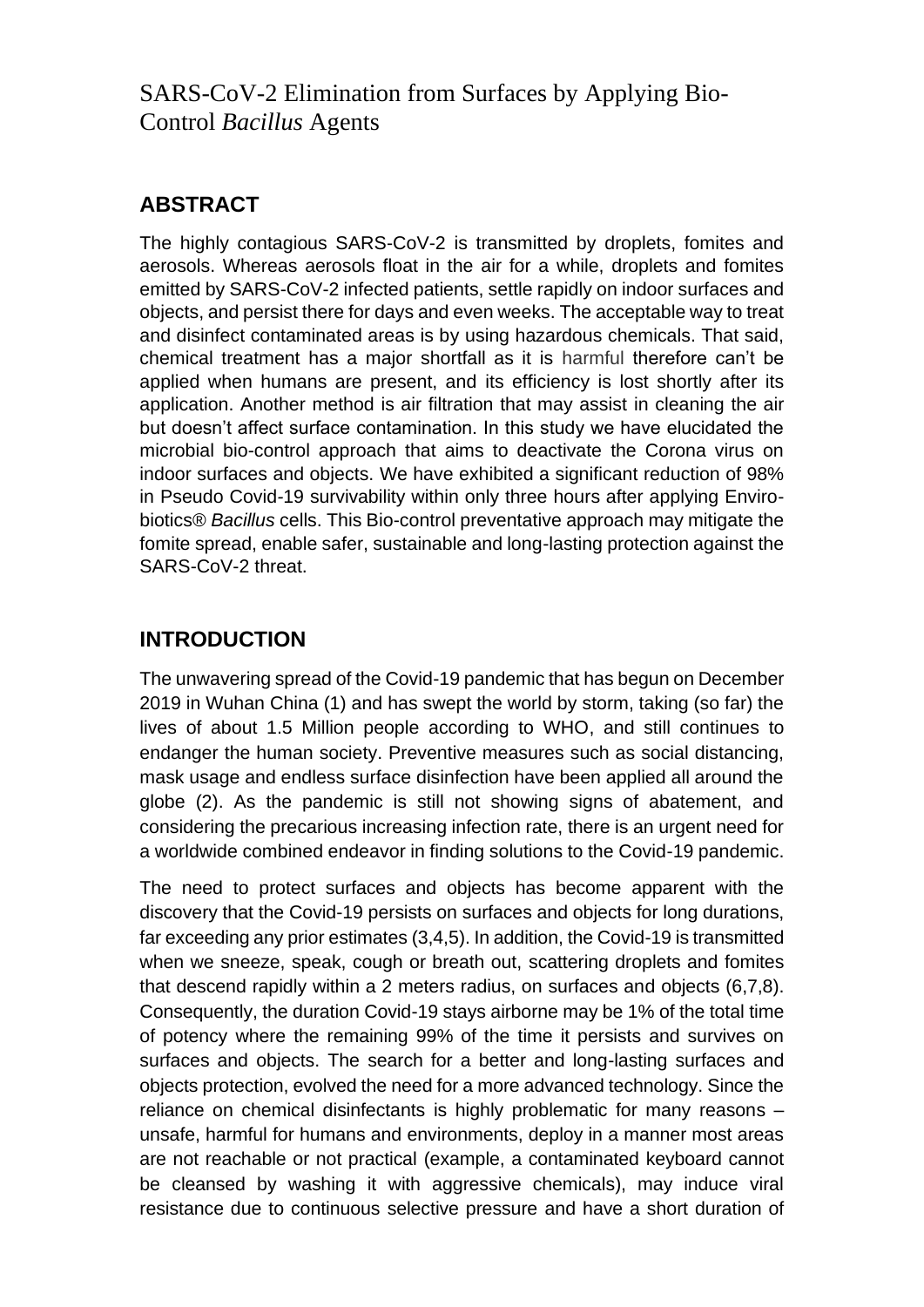# SARS-CoV-2 Elimination from Surfaces by Applying Bio-Control *Bacillus* Agents

## ABSTRACT

The highly contagious SARS-CoV-2 is transmitted by droplets, fomites and aerosols. Whereas aerosols float in the air for a while, droplets and fomites emitted by SARS-CoV-2 infected patients, settle rapidly on indoor surfaces and objects, and persist there for days and even weeks. The acceptable way to treat and disinfect contaminated areas is by using hazardous chemicals. That said, chemical treatment has a major shortfall as it is harmful therefore can't be applied when humans are present, and its efficiency is lost shortly after its application. Another method is air filtration that may assist in cleaning the air but doesn't affect surface contamination. In this study we have elucidated the microbial bio-control approach that aims to deactivate the Corona virus on indoor surfaces and objects. We have exhibited a significant reduction of 98% in Pseudo Covid-19 survivability within only three hours after applying Enviro-biotics® *Bacillus* cells. This Bio-control preventative approach may mitigate the fomite spread, enable safer, sustainable and long-lasting protection against the SARS-CoV-2 threat.

## INTRODUCTION

The unwavering spread of the Covid-19 pandemic that has begun on December 2019 in Wuhan China (1) and has swept the world by storm, taking (so far) the lives of about 1.5 Million people according to WHO, and still continues to endanger the human society. Preventive measures such as social distancing, mask usage and endless surface disinfection have been applied all around the globe (2). As the pandemic is still not showing signs of abatement, and considering the precarious increasing infection rate, there is an urgent need for a worldwide combined endeavor in finding solutions to the Covid-19 pandemic.

The need to protect surfaces and objects has become apparent with the discovery that the Covid-19 persists on surfaces and objects for long durations, far exceeding any prior estimates (3,4,5). In addition, the Covid-19 is transmitted when we sneeze, speak, cough or breath out, scattering droplets and fomites that descend rapidly within a 2 meters radius, on surfaces and objects (6,7,8). Consequently, the duration Covid-19 stays airborne may be 1% of the total time of potency where the remaining 99% of the time it persists and survives on surfaces and objects. The search for a better and long-lasting surfaces and objects protection, evolved the need for a more advanced technology. Since the reliance on chemical disinfectants is highly problematic for many reasons – unsafe, harmful for humans and environments, deploy in a manner most areas are not reachable or not practical (example, a contaminated keyboard cannot be cleansed by washing it with aggressive chemicals), may induce viral resistance due to continuous selective pressure and have a short duration of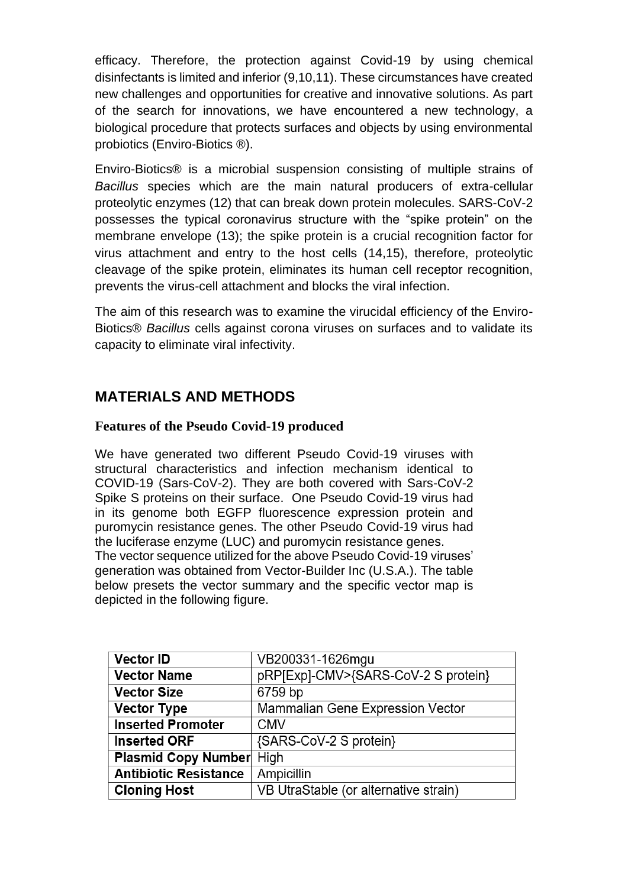efficacy. Therefore, the protection against Covid-19 by using chemical disinfectants is limited and inferior (9,10,11). These circumstances have created new challenges and opportunities for creative and innovative solutions. As part of the search for innovations, we have encountered a new technology, a biological procedure that protects surfaces and objects by using environmental probiotics (Enviro-Biotics ®).

Enviro-Biotics® is a microbial suspension consisting of multiple strains of *Bacillus* species which are the main natural producers of extra-cellular proteolytic enzymes (12) that can break down protein molecules. SARS-CoV-2 possesses the typical coronavirus structure with the "spike protein" on the membrane envelope (13); the spike protein is a crucial recognition factor for virus attachment and entry to the host cells (14,15), therefore, proteolytic cleavage of the spike protein, eliminates its human cell receptor recognition, prevents the virus-cell attachment and blocks the viral infection.

The aim of this research was to examine the virucidal efficiency of the Enviro-Biotics® *Bacillus* cells against corona viruses on surfaces and to validate its capacity to eliminate viral infectivity.

## MATERIALS AND METHODS

### Features of the Pseudo Covid-19 produced

We have generated two different Pseudo Covid-19 viruses with structural characteristics and infection mechanism identical to COVID-19 (Sars-CoV-2). They are both covered with Sars-CoV-2 Spike S proteins on their surface. One Pseudo Covid-19 virus had in its genome both EGFP fluorescence expression protein and puromycin resistance genes. The other Pseudo Covid-19 virus had the luciferase enzyme (LUC) and puromycin resistance genes.
The vector sequence utilized for the above Pseudo Covid-19 viruses' generation was obtained from Vector-Builder Inc (U.S.A.). The table below presets the vector summary and the specific vector map is depicted in the following figure.

| **Vector ID** | VB200331-1626mgu |
|---|---|
| **Vector Name** | pRP[Exp]-CMV>{SARS-CoV-2 S protein} |
| **Vector Size** | 6759 bp |
| **Vector Type** | Mammalian Gene Expression Vector |
| **Inserted Promoter** | CMV |
| **Inserted ORF** | {SARS-CoV-2 S protein} |
| **Plasmid Copy Number** | High |
| **Antibiotic Resistance** | Ampicillin |
| **Cloning Host** | VB UltraStable (or alternative strain) |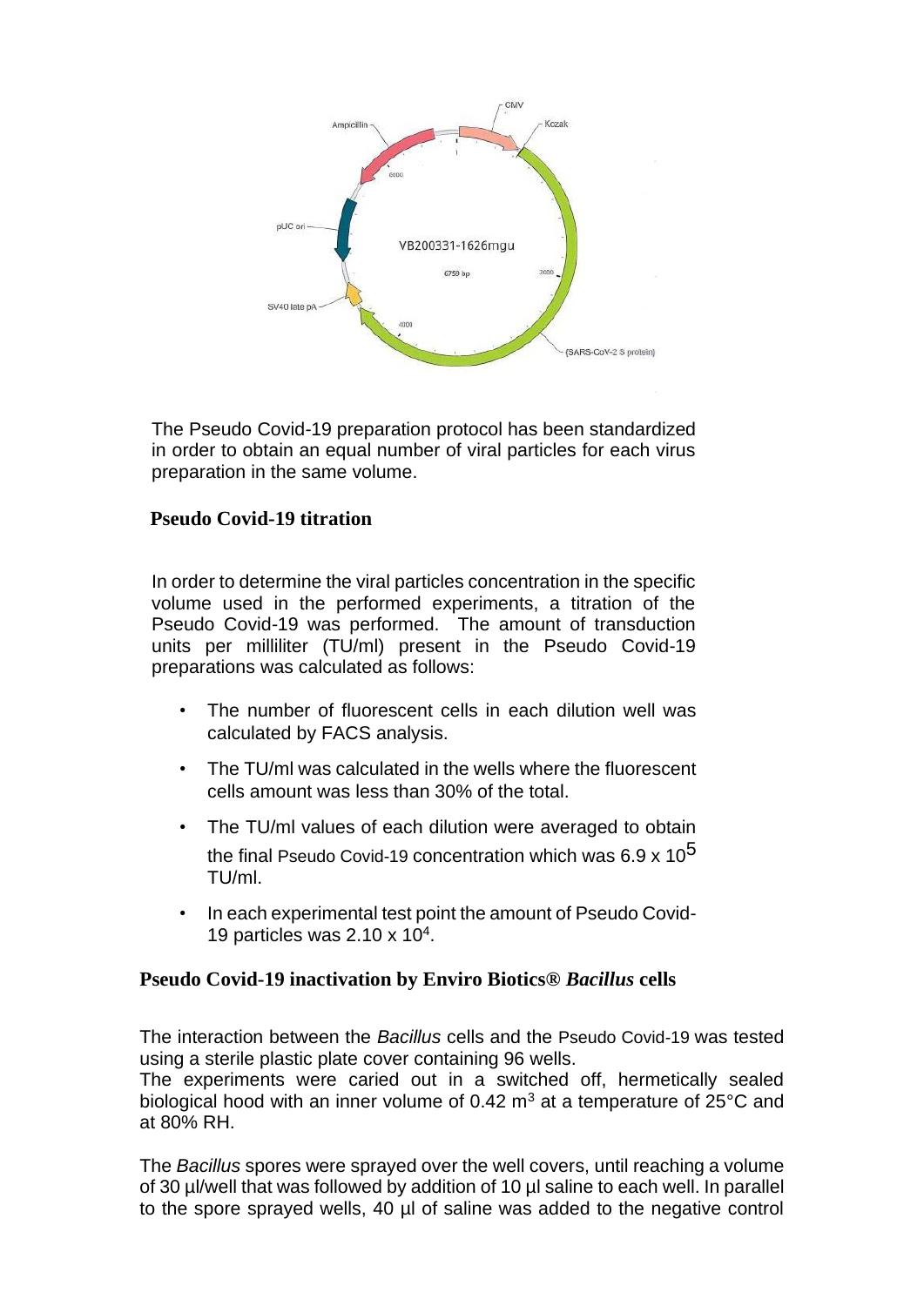The Pseudo Covid-19 preparation protocol has been standardized in order to obtain an equal number of viral particles for each virus preparation in the same volume.

## Pseudo Covid-19 titration

In order to determine the viral particles concentration in the specific volume used in the performed experiments, a titration of the Pseudo Covid-19 was performed. The amount of transduction units per milliliter (TU/ml) present in the Pseudo Covid-19 preparations was calculated as follows:

- The number of fluorescent cells in each dilution well was calculated by FACS analysis.
- The TU/ml was calculated in the wells where the fluorescent cells amount was less than 30% of the total.
- The TU/ml values of each dilution were averaged to obtain the final Pseudo Covid-19 concentration which was $6.9 \times 10^5$ TU/ml.
- In each experimental test point the amount of Pseudo Covid-19 particles was $2.10 \times 10^4$.

## Pseudo Covid-19 inactivation by Enviro Biotics® *Bacillus* cells

The interaction between the *Bacillus* cells and the Pseudo Covid-19 was tested using a sterile plastic plate cover containing 96 wells.
The experiments were caried out in a switched off, hermetically sealed biological hood with an inner volume of 0.42 $m^3$ at a temperature of 25°C and at 80% RH.

The *Bacillus* spores were sprayed over the well covers, until reaching a volume of 30 µl/well that was followed by addition of 10 µl saline to each well. In parallel to the spore sprayed wells, 40 µl of saline was added to the negative control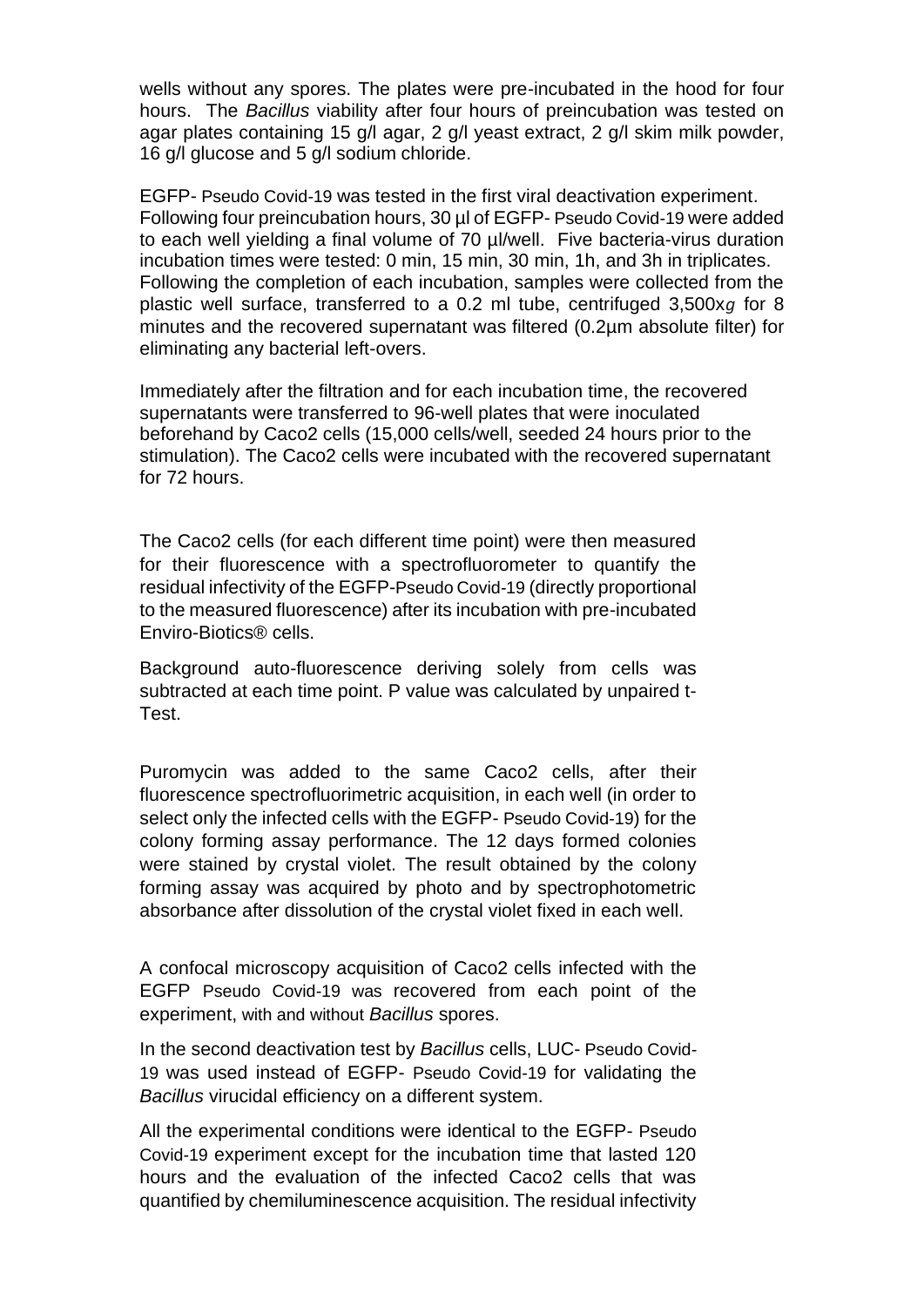wells without any spores. The plates were pre-incubated in the hood for four hours. The *Bacillus* viability after four hours of preincubation was tested on agar plates containing 15 g/l agar, 2 g/l yeast extract, 2 g/l skim milk powder, 16 g/l glucose and 5 g/l sodium chloride.

EGFP- Pseudo Covid-19 was tested in the first viral deactivation experiment. Following four preincubation hours, 30 µl of EGFP- Pseudo Covid-19 were added to each well yielding a final volume of 70 µl/well. Five bacteria-virus duration incubation times were tested: 0 min, 15 min, 30 min, 1h, and 3h in triplicates. Following the completion of each incubation, samples were collected from the plastic well surface, transferred to a 0.2 ml tube, centrifuged 3,500x*g* for 8 minutes and the recovered supernatant was filtered (0.2µm absolute filter) for eliminating any bacterial left-overs.

Immediately after the filtration and for each incubation time, the recovered supernatants were transferred to 96-well plates that were inoculated beforehand by Caco2 cells (15,000 cells/well, seeded 24 hours prior to the stimulation). The Caco2 cells were incubated with the recovered supernatant for 72 hours.

The Caco2 cells (for each different time point) were then measured for their fluorescence with a spectrofluorometer to quantify the residual infectivity of the EGFP-Pseudo Covid-19 (directly proportional to the measured fluorescence) after its incubation with pre-incubated Enviro-Biotics® cells.

Background auto-fluorescence deriving solely from cells was subtracted at each time point. P value was calculated by unpaired t-Test.

Puromycin was added to the same Caco2 cells, after their fluorescence spectrofluorimetric acquisition, in each well (in order to select only the infected cells with the EGFP- Pseudo Covid-19) for the colony forming assay performance. The 12 days formed colonies were stained by crystal violet. The result obtained by the colony forming assay was acquired by photo and by spectrophotometric absorbance after dissolution of the crystal violet fixed in each well.

A confocal microscopy acquisition of Caco2 cells infected with the EGFP Pseudo Covid-19 was recovered from each point of the experiment, with and without *Bacillus* spores.

In the second deactivation test by *Bacillus* cells, LUC- Pseudo Covid-19 was used instead of EGFP- Pseudo Covid-19 for validating the *Bacillus* virucidal efficiency on a different system.

All the experimental conditions were identical to the EGFP- Pseudo Covid-19 experiment except for the incubation time that lasted 120 hours and the evaluation of the infected Caco2 cells that was quantified by chemiluminescence acquisition. The residual infectivity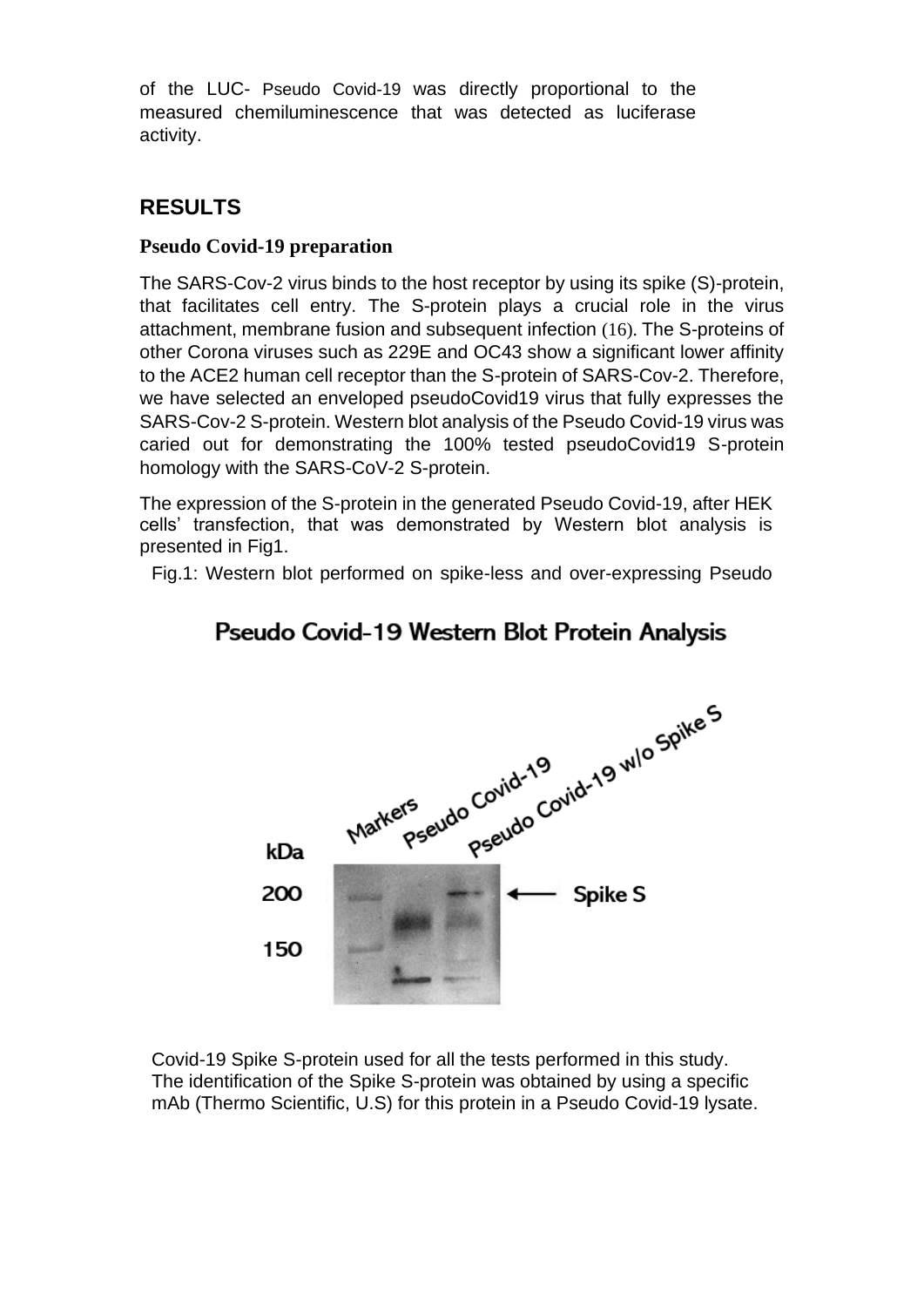of the LUC- Pseudo Covid-19 was directly proportional to the measured chemiluminescence that was detected as luciferase activity.

## RESULTS

### Pseudo Covid-19 preparation

The SARS-Cov-2 virus binds to the host receptor by using its spike (S)-protein, that facilitates cell entry. The S-protein plays a crucial role in the virus attachment, membrane fusion and subsequent infection (16). The S-proteins of other Corona viruses such as 229E and OC43 show a significant lower affinity to the ACE2 human cell receptor than the S-protein of SARS-Cov-2. Therefore, we have selected an enveloped pseudoCovid19 virus that fully expresses the SARS-Cov-2 S-protein. Western blot analysis of the Pseudo Covid-19 virus was caried out for demonstrating the 100% tested pseudoCovid19 S-protein homology with the SARS-CoV-2 S-protein.

The expression of the S-protein in the generated Pseudo Covid-19, after HEK cells' transfection, that was demonstrated by Western blot analysis is presented in Fig1.

Fig.1: Western blot performed on spike-less and over-expressing Pseudo Covid-19 Spike S-protein used for all the tests performed in this study. The identification of the Spike S-protein was obtained by using a specific mAb (Thermo Scientific, U.S) for this protein in a Pseudo Covid-19 lysate.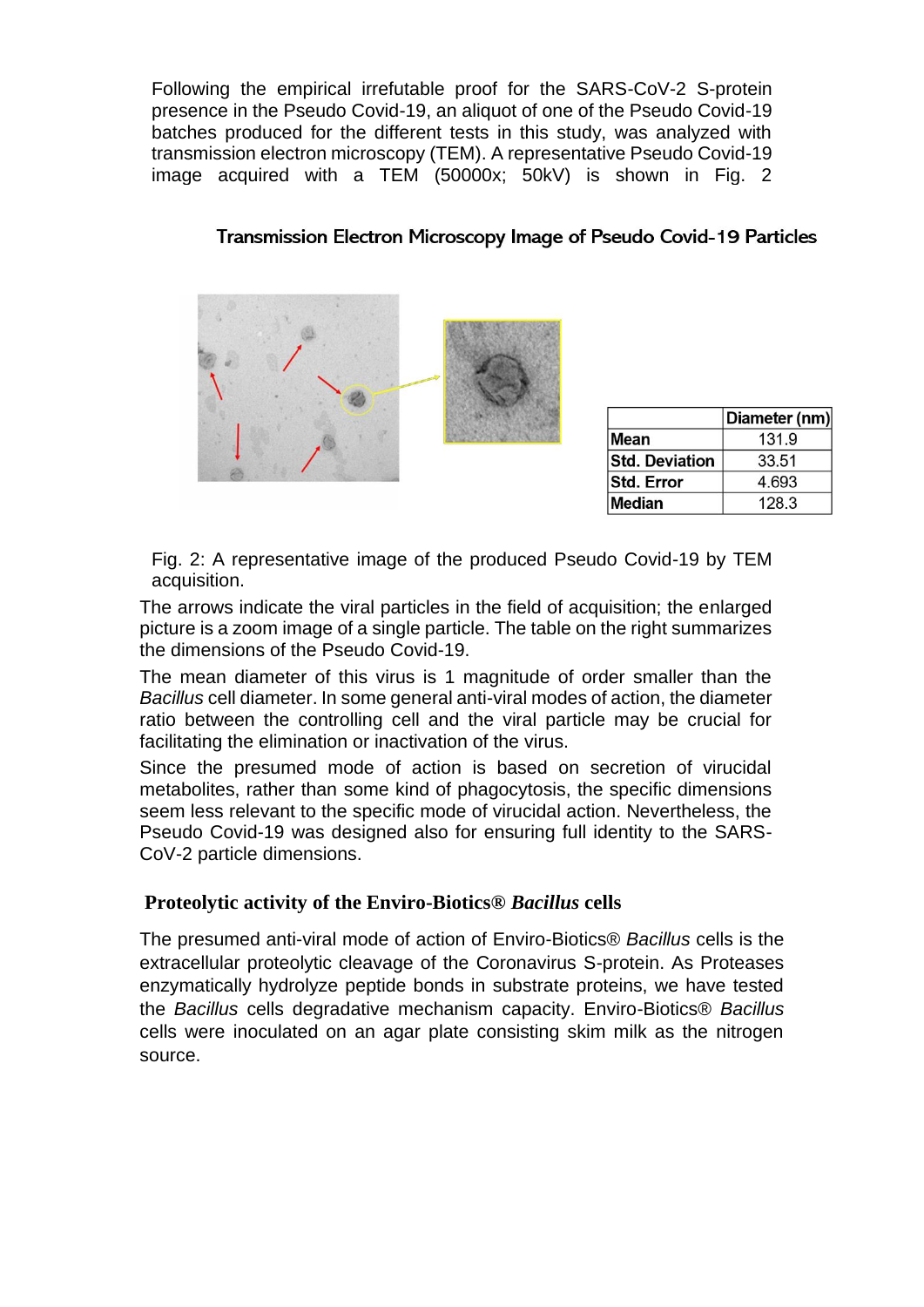Following the empirical irrefutable proof for the SARS-CoV-2 S-protein presence in the Pseudo Covid-19, an aliquot of one of the Pseudo Covid-19 batches produced for the different tests in this study, was analyzed with transmission electron microscopy (TEM). A representative Pseudo Covid-19 image acquired with a TEM (50000x; 50kV) is shown in Fig. 2

**Transmission Electron Microscopy Image of Pseudo Covid-19 Particles**

| | Diameter (nm) |
|---|---|
| **Mean** | 131.9 |
| **Std. Deviation** | 33.51 |
| **Std. Error** | 4.693 |
| **Median** | 128.3 |

Fig. 2: A representative image of the produced Pseudo Covid-19 by TEM acquisition.

The arrows indicate the viral particles in the field of acquisition; the enlarged picture is a zoom image of a single particle. The table on the right summarizes the dimensions of the Pseudo Covid-19.

The mean diameter of this virus is 1 magnitude of order smaller than the *Bacillus* cell diameter. In some general anti-viral modes of action, the diameter ratio between the controlling cell and the viral particle may be crucial for facilitating the elimination or inactivation of the virus.

Since the presumed mode of action is based on secretion of virucidal metabolites, rather than some kind of phagocytosis, the specific dimensions seem less relevant to the specific mode of virucidal action. Nevertheless, the Pseudo Covid-19 was designed also for ensuring full identity to the SARS-CoV-2 particle dimensions.

## Proteolytic activity of the Enviro-Biotics® *Bacillus* cells

The presumed anti-viral mode of action of Enviro-Biotics® *Bacillus* cells is the extracellular proteolytic cleavage of the Coronavirus S-protein. As Proteases enzymatically hydrolyze peptide bonds in substrate proteins, we have tested the *Bacillus* cells degradative mechanism capacity. Enviro-Biotics® *Bacillus* cells were inoculated on an agar plate consisting skim milk as the nitrogen source.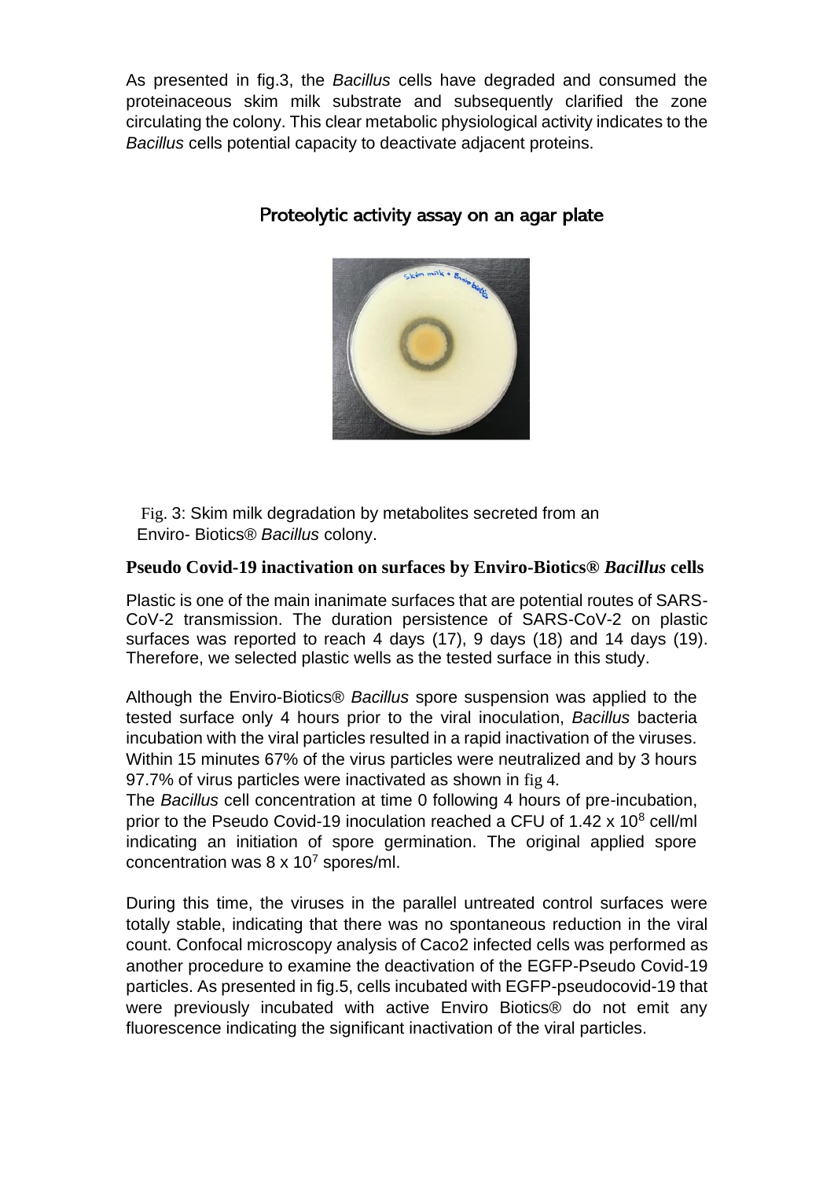As presented in fig.3, the *Bacillus* cells have degraded and consumed the proteinaceous skim milk substrate and subsequently clarified the zone circulating the colony. This clear metabolic physiological activity indicates to the *Bacillus* cells potential capacity to deactivate adjacent proteins.

Proteolytic activity assay on an agar plate

Fig. 3: Skim milk degradation by metabolites secreted from an Enviro- Biotics® *Bacillus* colony.

**Pseudo Covid-19 inactivation on surfaces by Enviro-Biotics® *Bacillus* cells**

Plastic is one of the main inanimate surfaces that are potential routes of SARS-CoV-2 transmission. The duration persistence of SARS-CoV-2 on plastic surfaces was reported to reach 4 days (17), 9 days (18) and 14 days (19). Therefore, we selected plastic wells as the tested surface in this study.

Although the Enviro-Biotics® *Bacillus* spore suspension was applied to the tested surface only 4 hours prior to the viral inoculation, *Bacillus* bacteria incubation with the viral particles resulted in a rapid inactivation of the viruses. Within 15 minutes 67% of the virus particles were neutralized and by 3 hours 97.7% of virus particles were inactivated as shown in fig 4.

The *Bacillus* cell concentration at time 0 following 4 hours of pre-incubation, prior to the Pseudo Covid-19 inoculation reached a CFU of $1.42 \times 10^8$ cell/ml indicating an initiation of spore germination. The original applied spore concentration was $8 \times 10^7$ spores/ml.

During this time, the viruses in the parallel untreated control surfaces were totally stable, indicating that there was no spontaneous reduction in the viral count. Confocal microscopy analysis of Caco2 infected cells was performed as another procedure to examine the deactivation of the EGFP-Pseudo Covid-19 particles. As presented in fig.5, cells incubated with EGFP-pseudocovid-19 that were previously incubated with active Enviro Biotics® do not emit any fluorescence indicating the significant inactivation of the viral particles.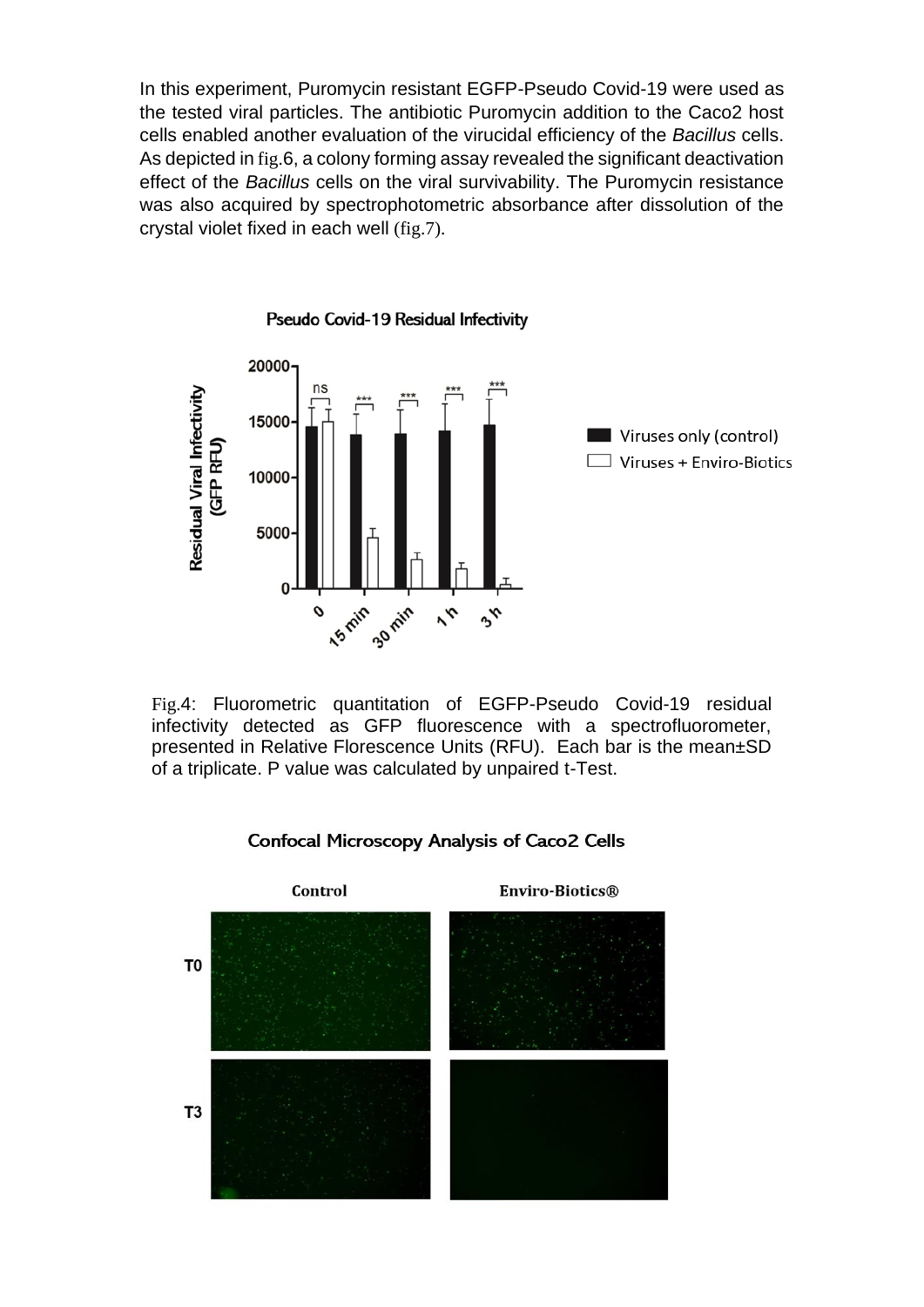In this experiment, Puromycin resistant EGFP-Pseudo Covid-19 were used as the tested viral particles. The antibiotic Puromycin addition to the Caco2 host cells enabled another evaluation of the virucidal efficiency of the *Bacillus* cells. As depicted in fig.6, a colony forming assay revealed the significant deactivation effect of the *Bacillus* cells on the viral survivability. The Puromycin resistance was also acquired by spectrophotometric absorbance after dissolution of the crystal violet fixed in each well (fig.7).

Fig.4: Fluorometric quantitation of EGFP-Pseudo Covid-19 residual infectivity detected as GFP fluorescence with a spectrofluorometer, presented in Relative Florescence Units (RFU). Each bar is the mean±SD of a triplicate. P value was calculated by unpaired t-Test.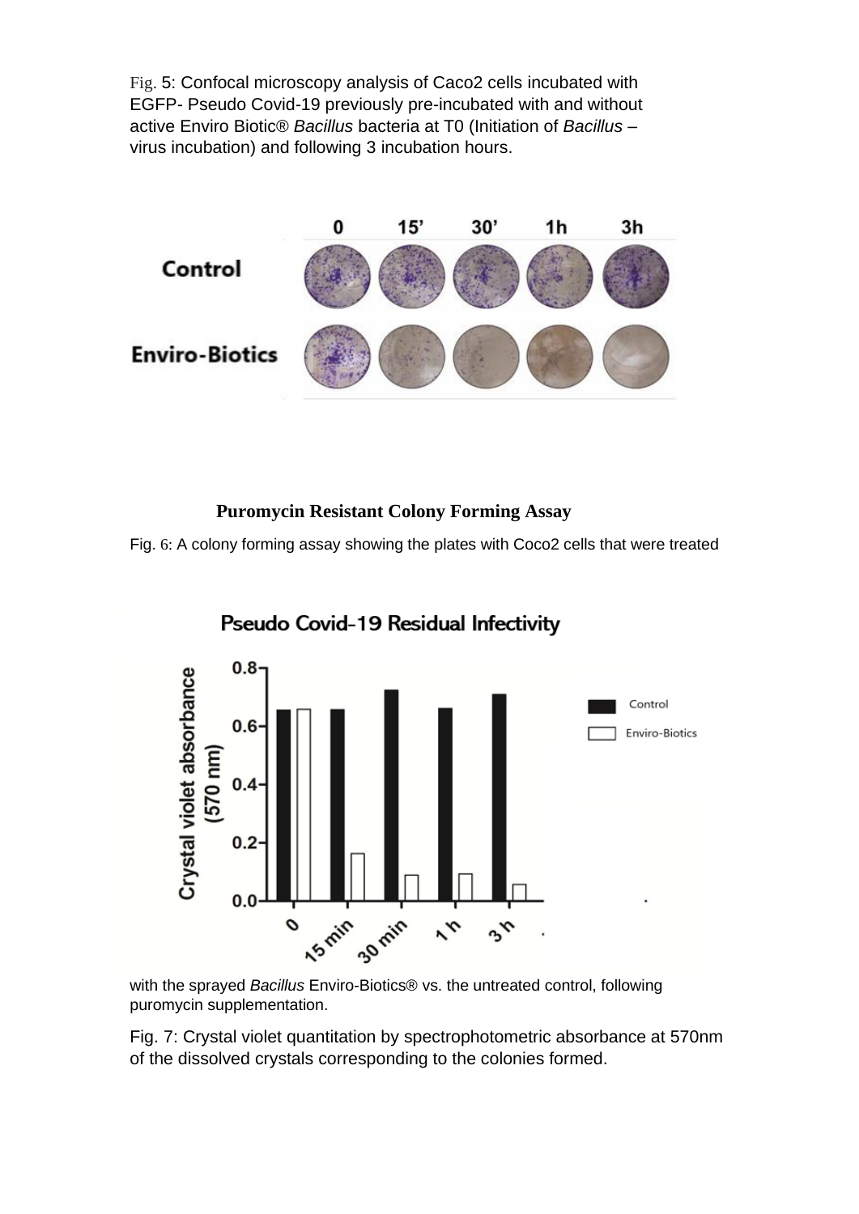Fig. 5: Confocal microscopy analysis of Caco2 cells incubated with EGFP- Pseudo Covid-19 previously pre-incubated with and without active Enviro Biotic® *Bacillus* bacteria at T0 (Initiation of *Bacillus* – virus incubation) and following 3 incubation hours.

**Puromycin Resistant Colony Forming Assay**

Fig. 6: A colony forming assay showing the plates with Coco2 cells that were treated with the sprayed *Bacillus* Enviro-Biotics® vs. the untreated control, following puromycin supplementation.

Fig. 7: Crystal violet quantitation by spectrophotometric absorbance at 570nm of the dissolved crystals corresponding to the colonies formed.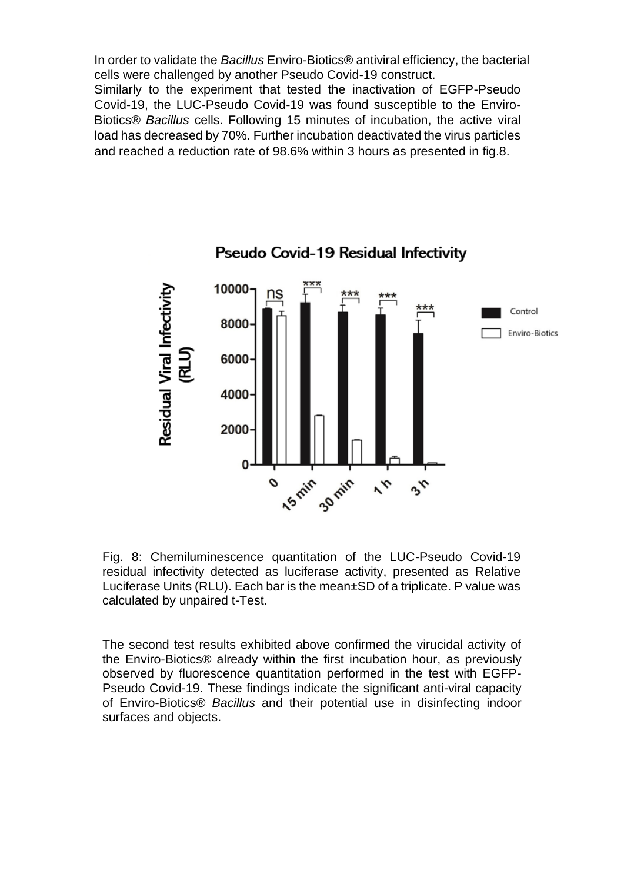In order to validate the *Bacillus* Enviro-Biotics® antiviral efficiency, the bacterial cells were challenged by another Pseudo Covid-19 construct.

Similarly to the experiment that tested the inactivation of EGFP-Pseudo Covid-19, the LUC-Pseudo Covid-19 was found susceptible to the Enviro-Biotics® *Bacillus* cells. Following 15 minutes of incubation, the active viral load has decreased by 70%. Further incubation deactivated the virus particles and reached a reduction rate of 98.6% within 3 hours as presented in fig.8.

Fig. 8: Chemiluminescence quantitation of the LUC-Pseudo Covid-19 residual infectivity detected as luciferase activity, presented as Relative Luciferase Units (RLU). Each bar is the mean±SD of a triplicate. P value was calculated by unpaired t-Test.

The second test results exhibited above confirmed the virucidal activity of the Enviro-Biotics® already within the first incubation hour, as previously observed by fluorescence quantitation performed in the test with EGFP-Pseudo Covid-19. These findings indicate the significant anti-viral capacity of Enviro-Biotics® *Bacillus* and their potential use in disinfecting indoor surfaces and objects.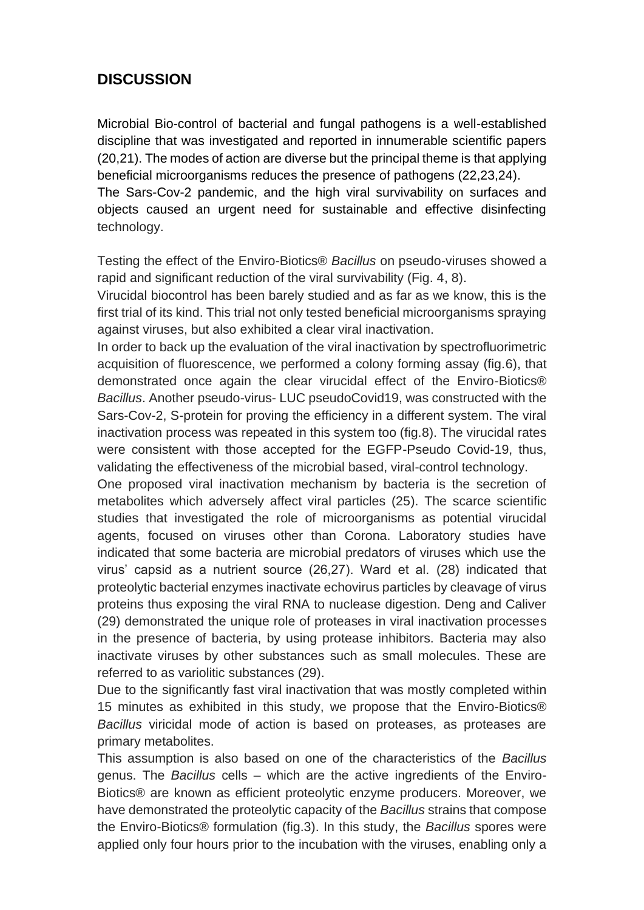## DISCUSSION

Microbial Bio-control of bacterial and fungal pathogens is a well-established discipline that was investigated and reported in innumerable scientific papers (20,21). The modes of action are diverse but the principal theme is that applying beneficial microorganisms reduces the presence of pathogens (22,23,24).
The Sars-Cov-2 pandemic, and the high viral survivability on surfaces and objects caused an urgent need for sustainable and effective disinfecting technology.

Testing the effect of the Enviro-Biotics® *Bacillus* on pseudo-viruses showed a rapid and significant reduction of the viral survivability (Fig. 4, 8).
Virucidal biocontrol has been barely studied and as far as we know, this is the first trial of its kind. This trial not only tested beneficial microorganisms spraying against viruses, but also exhibited a clear viral inactivation.
In order to back up the evaluation of the viral inactivation by spectrofluorimetric acquisition of fluorescence, we performed a colony forming assay (fig.6), that demonstrated once again the clear virucidal effect of the Enviro-Biotics® *Bacillus*. Another pseudo-virus- LUC pseudoCovid19, was constructed with the Sars-Cov-2, S-protein for proving the efficiency in a different system. The viral inactivation process was repeated in this system too (fig.8). The virucidal rates were consistent with those accepted for the EGFP-Pseudo Covid-19, thus, validating the effectiveness of the microbial based, viral-control technology.
One proposed viral inactivation mechanism by bacteria is the secretion of metabolites which adversely affect viral particles (25). The scarce scientific studies that investigated the role of microorganisms as potential virucidal agents, focused on viruses other than Corona. Laboratory studies have indicated that some bacteria are microbial predators of viruses which use the virus' capsid as a nutrient source (26,27). Ward et al. (28) indicated that proteolytic bacterial enzymes inactivate echovirus particles by cleavage of virus proteins thus exposing the viral RNA to nuclease digestion. Deng and Caliver (29) demonstrated the unique role of proteases in viral inactivation processes in the presence of bacteria, by using protease inhibitors. Bacteria may also inactivate viruses by other substances such as small molecules. These are referred to as variolitic substances (29).
Due to the significantly fast viral inactivation that was mostly completed within 15 minutes as exhibited in this study, we propose that the Enviro-Biotics® *Bacillus* viricidal mode of action is based on proteases, as proteases are primary metabolites.
This assumption is also based on one of the characteristics of the *Bacillus* genus. The *Bacillus* cells – which are the active ingredients of the Enviro-Biotics® are known as efficient proteolytic enzyme producers. Moreover, we have demonstrated the proteolytic capacity of the *Bacillus* strains that compose the Enviro-Biotics® formulation (fig.3). In this study, the *Bacillus* spores were applied only four hours prior to the incubation with the viruses, enabling only a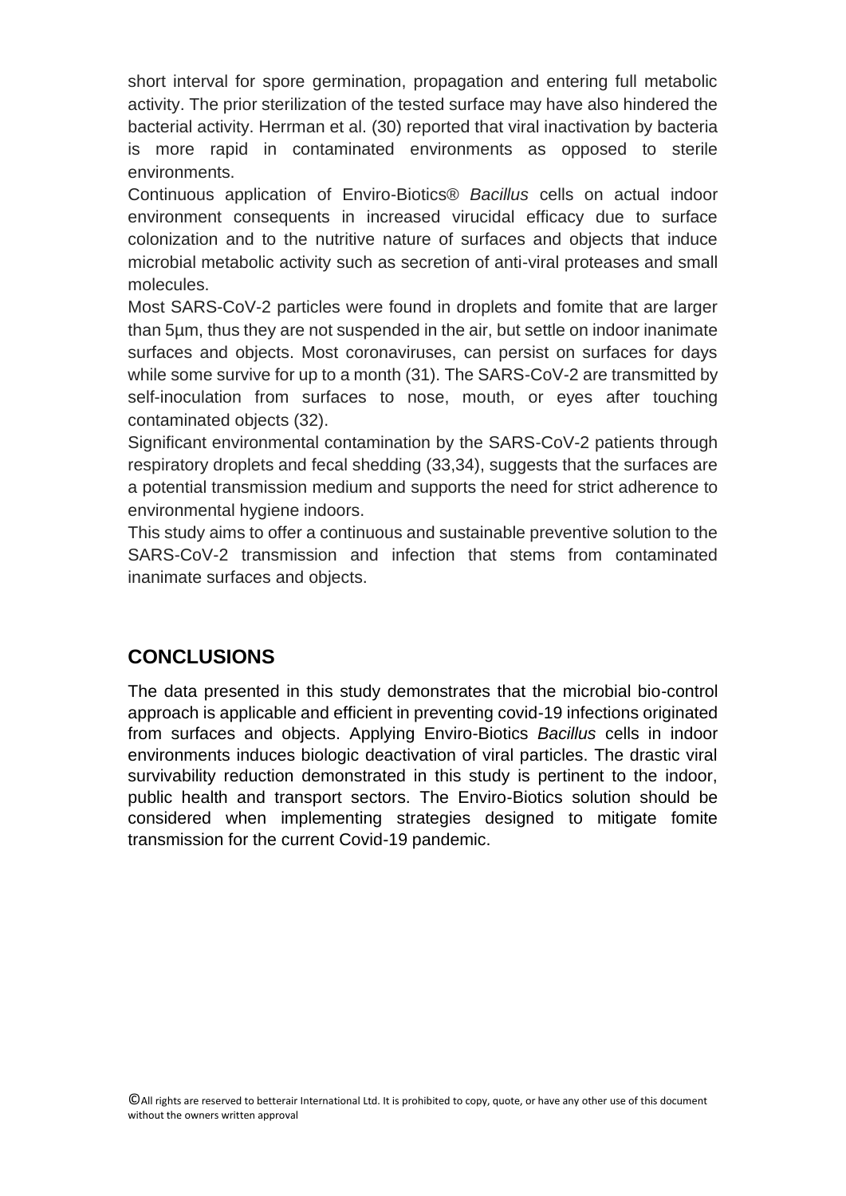short interval for spore germination, propagation and entering full metabolic activity. The prior sterilization of the tested surface may have also hindered the bacterial activity. Herrman et al. (30) reported that viral inactivation by bacteria is more rapid in contaminated environments as opposed to sterile environments.

Continuous application of Enviro-Biotics® *Bacillus* cells on actual indoor environment consequents in increased virucidal efficacy due to surface colonization and to the nutritive nature of surfaces and objects that induce microbial metabolic activity such as secretion of anti-viral proteases and small molecules.

Most SARS-CoV-2 particles were found in droplets and fomite that are larger than 5µm, thus they are not suspended in the air, but settle on indoor inanimate surfaces and objects. Most coronaviruses, can persist on surfaces for days while some survive for up to a month (31). The SARS-CoV-2 are transmitted by self-inoculation from surfaces to nose, mouth, or eyes after touching contaminated objects (32).

Significant environmental contamination by the SARS-CoV-2 patients through respiratory droplets and fecal shedding (33,34), suggests that the surfaces are a potential transmission medium and supports the need for strict adherence to environmental hygiene indoors.

This study aims to offer a continuous and sustainable preventive solution to the SARS-CoV-2 transmission and infection that stems from contaminated inanimate surfaces and objects.

## CONCLUSIONS

The data presented in this study demonstrates that the microbial bio-control approach is applicable and efficient in preventing covid-19 infections originated from surfaces and objects. Applying Enviro-Biotics *Bacillus* cells in indoor environments induces biologic deactivation of viral particles. The drastic viral survivability reduction demonstrated in this study is pertinent to the indoor, public health and transport sectors. The Enviro-Biotics solution should be considered when implementing strategies designed to mitigate fomite transmission for the current Covid-19 pandemic.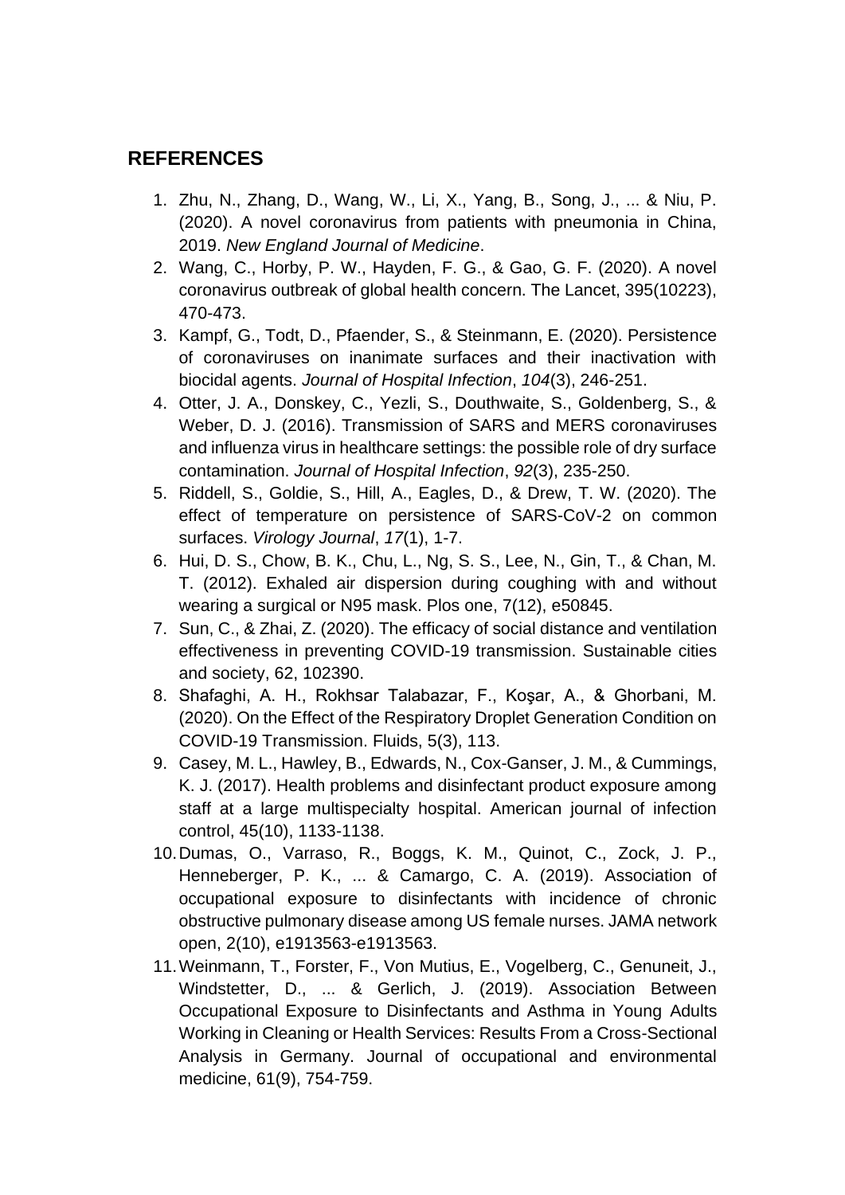## REFERENCES

1. Zhu, N., Zhang, D., Wang, W., Li, X., Yang, B., Song, J., ... & Niu, P. (2020). A novel coronavirus from patients with pneumonia in China, 2019. *New England Journal of Medicine*.
2. Wang, C., Horby, P. W., Hayden, F. G., & Gao, G. F. (2020). A novel coronavirus outbreak of global health concern. The Lancet, 395(10223), 470-473.
3. Kampf, G., Todt, D., Pfaender, S., & Steinmann, E. (2020). Persistence of coronaviruses on inanimate surfaces and their inactivation with biocidal agents. *Journal of Hospital Infection*, *104*(3), 246-251.
4. Otter, J. A., Donskey, C., Yezli, S., Douthwaite, S., Goldenberg, S., & Weber, D. J. (2016). Transmission of SARS and MERS coronaviruses and influenza virus in healthcare settings: the possible role of dry surface contamination. *Journal of Hospital Infection*, *92*(3), 235-250.
5. Riddell, S., Goldie, S., Hill, A., Eagles, D., & Drew, T. W. (2020). The effect of temperature on persistence of SARS-CoV-2 on common surfaces. *Virology Journal*, *17*(1), 1-7.
6. Hui, D. S., Chow, B. K., Chu, L., Ng, S. S., Lee, N., Gin, T., & Chan, M. T. (2012). Exhaled air dispersion during coughing with and without wearing a surgical or N95 mask. Plos one, 7(12), e50845.
7. Sun, C., & Zhai, Z. (2020). The efficacy of social distance and ventilation effectiveness in preventing COVID-19 transmission. Sustainable cities and society, 62, 102390.
8. Shafaghi, A. H., Rokhsar Talabazar, F., Koşar, A., & Ghorbani, M. (2020). On the Effect of the Respiratory Droplet Generation Condition on COVID-19 Transmission. Fluids, 5(3), 113.
9. Casey, M. L., Hawley, B., Edwards, N., Cox-Ganser, J. M., & Cummings, K. J. (2017). Health problems and disinfectant product exposure among staff at a large multispecialty hospital. American journal of infection control, 45(10), 1133-1138.
10. Dumas, O., Varraso, R., Boggs, K. M., Quinot, C., Zock, J. P., Henneberger, P. K., ... & Camargo, C. A. (2019). Association of occupational exposure to disinfectants with incidence of chronic obstructive pulmonary disease among US female nurses. JAMA network open, 2(10), e1913563-e1913563.
11. Weinmann, T., Forster, F., Von Mutius, E., Vogelberg, C., Genuneit, J., Windstetter, D., ... & Gerlich, J. (2019). Association Between Occupational Exposure to Disinfectants and Asthma in Young Adults Working in Cleaning or Health Services: Results From a Cross-Sectional Analysis in Germany. Journal of occupational and environmental medicine, 61(9), 754-759.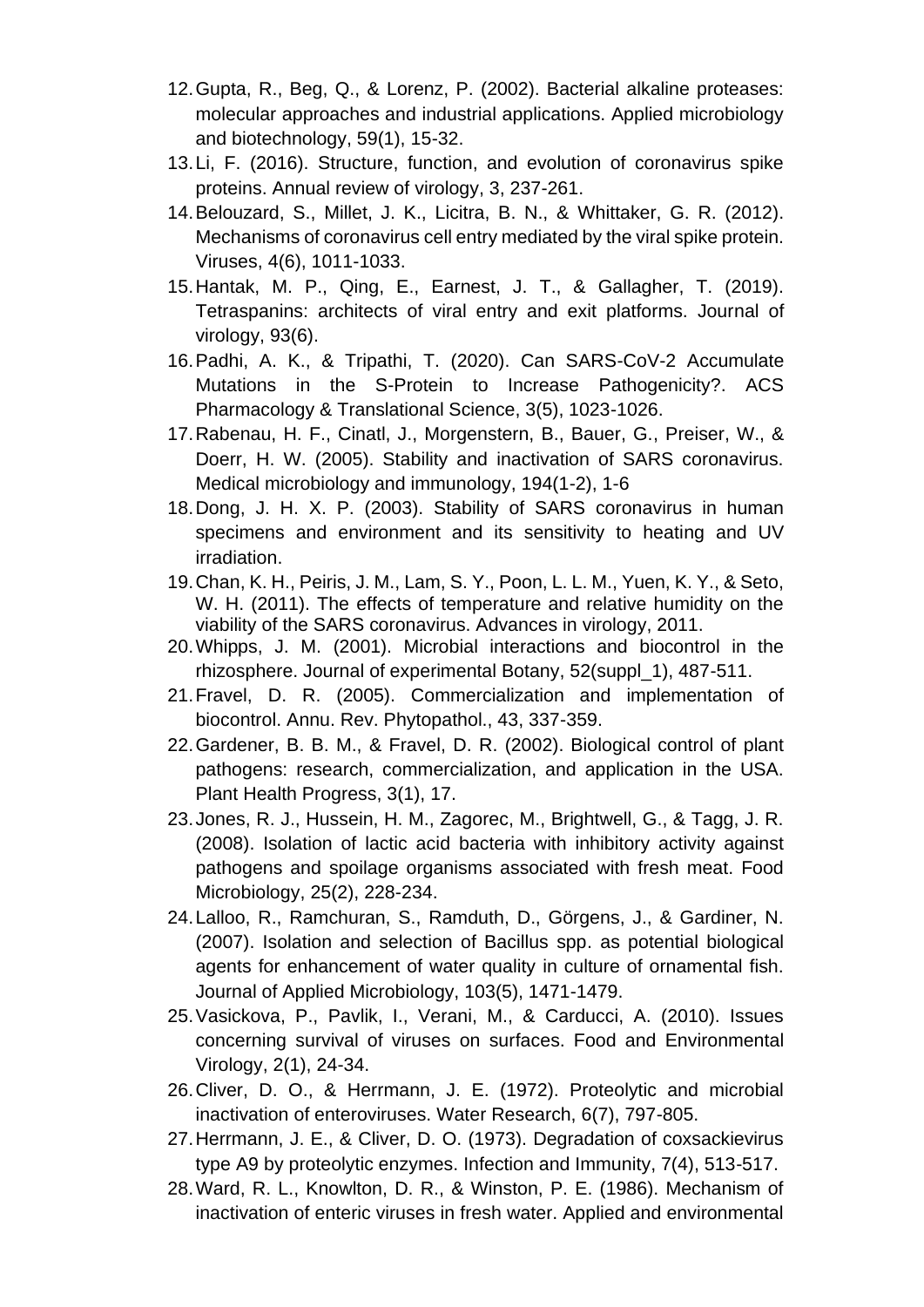12. Gupta, R., Beg, Q., & Lorenz, P. (2002). Bacterial alkaline proteases: molecular approaches and industrial applications. Applied microbiology and biotechnology, 59(1), 15-32.
13. Li, F. (2016). Structure, function, and evolution of coronavirus spike proteins. Annual review of virology, 3, 237-261.
14. Belouzard, S., Millet, J. K., Licitra, B. N., & Whittaker, G. R. (2012). Mechanisms of coronavirus cell entry mediated by the viral spike protein. Viruses, 4(6), 1011-1033.
15. Hantak, M. P., Qing, E., Earnest, J. T., & Gallagher, T. (2019). Tetraspanins: architects of viral entry and exit platforms. Journal of virology, 93(6).
16. Padhi, A. K., & Tripathi, T. (2020). Can SARS-CoV-2 Accumulate Mutations in the S-Protein to Increase Pathogenicity?. ACS Pharmacology & Translational Science, 3(5), 1023-1026.
17. Rabenau, H. F., Cinatl, J., Morgenstern, B., Bauer, G., Preiser, W., & Doerr, H. W. (2005). Stability and inactivation of SARS coronavirus. Medical microbiology and immunology, 194(1-2), 1-6
18. Dong, J. H. X. P. (2003). Stability of SARS coronavirus in human specimens and environment and its sensitivity to heating and UV irradiation.
19. Chan, K. H., Peiris, J. M., Lam, S. Y., Poon, L. L. M., Yuen, K. Y., & Seto, W. H. (2011). The effects of temperature and relative humidity on the viability of the SARS coronavirus. Advances in virology, 2011.
20. Whipps, J. M. (2001). Microbial interactions and biocontrol in the rhizosphere. Journal of experimental Botany, 52(suppl_1), 487-511.
21. Fravel, D. R. (2005). Commercialization and implementation of biocontrol. Annu. Rev. Phytopathol., 43, 337-359.
22. Gardener, B. B. M., & Fravel, D. R. (2002). Biological control of plant pathogens: research, commercialization, and application in the USA. Plant Health Progress, 3(1), 17.
23. Jones, R. J., Hussein, H. M., Zagorec, M., Brightwell, G., & Tagg, J. R. (2008). Isolation of lactic acid bacteria with inhibitory activity against pathogens and spoilage organisms associated with fresh meat. Food Microbiology, 25(2), 228-234.
24. Lalloo, R., Ramchuran, S., Ramduth, D., Görgens, J., & Gardiner, N. (2007). Isolation and selection of Bacillus spp. as potential biological agents for enhancement of water quality in culture of ornamental fish. Journal of Applied Microbiology, 103(5), 1471-1479.
25. Vasickova, P., Pavlik, I., Verani, M., & Carducci, A. (2010). Issues concerning survival of viruses on surfaces. Food and Environmental Virology, 2(1), 24-34.
26. Cliver, D. O., & Herrmann, J. E. (1972). Proteolytic and microbial inactivation of enteroviruses. Water Research, 6(7), 797-805.
27. Herrmann, J. E., & Cliver, D. O. (1973). Degradation of coxsackievirus type A9 by proteolytic enzymes. Infection and Immunity, 7(4), 513-517.
28. Ward, R. L., Knowlton, D. R., & Winston, P. E. (1986). Mechanism of inactivation of enteric viruses in fresh water. Applied and environmental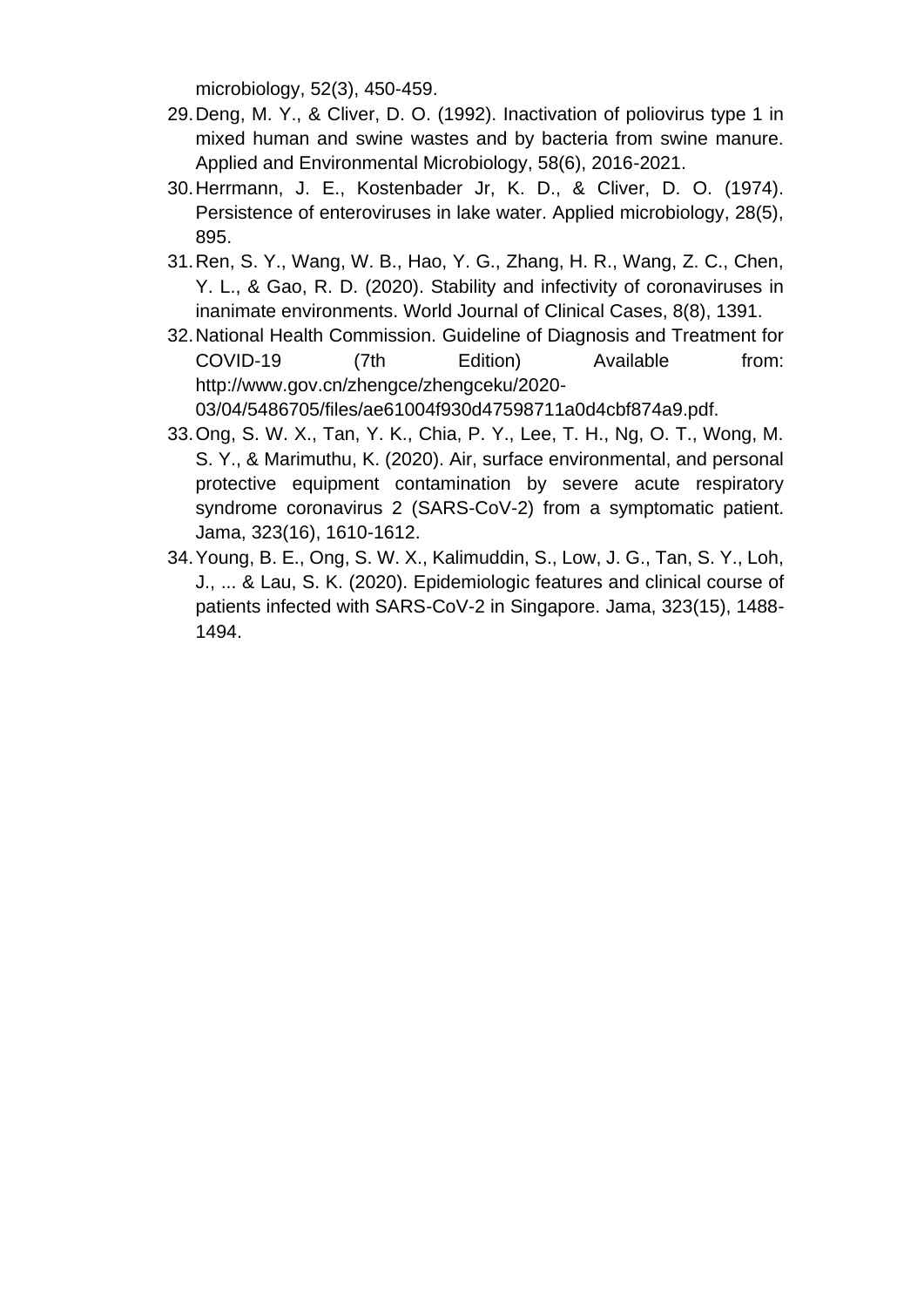microbiology, 52(3), 450-459.

29. Deng, M. Y., & Cliver, D. O. (1992). Inactivation of poliovirus type 1 in mixed human and swine wastes and by bacteria from swine manure. Applied and Environmental Microbiology, 58(6), 2016-2021.
30. Herrmann, J. E., Kostenbader Jr, K. D., & Cliver, D. O. (1974). Persistence of enteroviruses in lake water. Applied microbiology, 28(5), 895.
31. Ren, S. Y., Wang, W. B., Hao, Y. G., Zhang, H. R., Wang, Z. C., Chen, Y. L., & Gao, R. D. (2020). Stability and infectivity of coronaviruses in inanimate environments. World Journal of Clinical Cases, 8(8), 1391.
32. National Health Commission. Guideline of Diagnosis and Treatment for COVID-19 (7th Edition) Available from: http://www.gov.cn/zhengce/zhengceku/2020-03/04/5486705/files/ae61004f930d47598711a0d4cbf874a9.pdf.
33. Ong, S. W. X., Tan, Y. K., Chia, P. Y., Lee, T. H., Ng, O. T., Wong, M. S. Y., & Marimuthu, K. (2020). Air, surface environmental, and personal protective equipment contamination by severe acute respiratory syndrome coronavirus 2 (SARS-CoV-2) from a symptomatic patient. Jama, 323(16), 1610-1612.
34. Young, B. E., Ong, S. W. X., Kalimuddin, S., Low, J. G., Tan, S. Y., Loh, J., ... & Lau, S. K. (2020). Epidemiologic features and clinical course of patients infected with SARS-CoV-2 in Singapore. Jama, 323(15), 1488-1494.